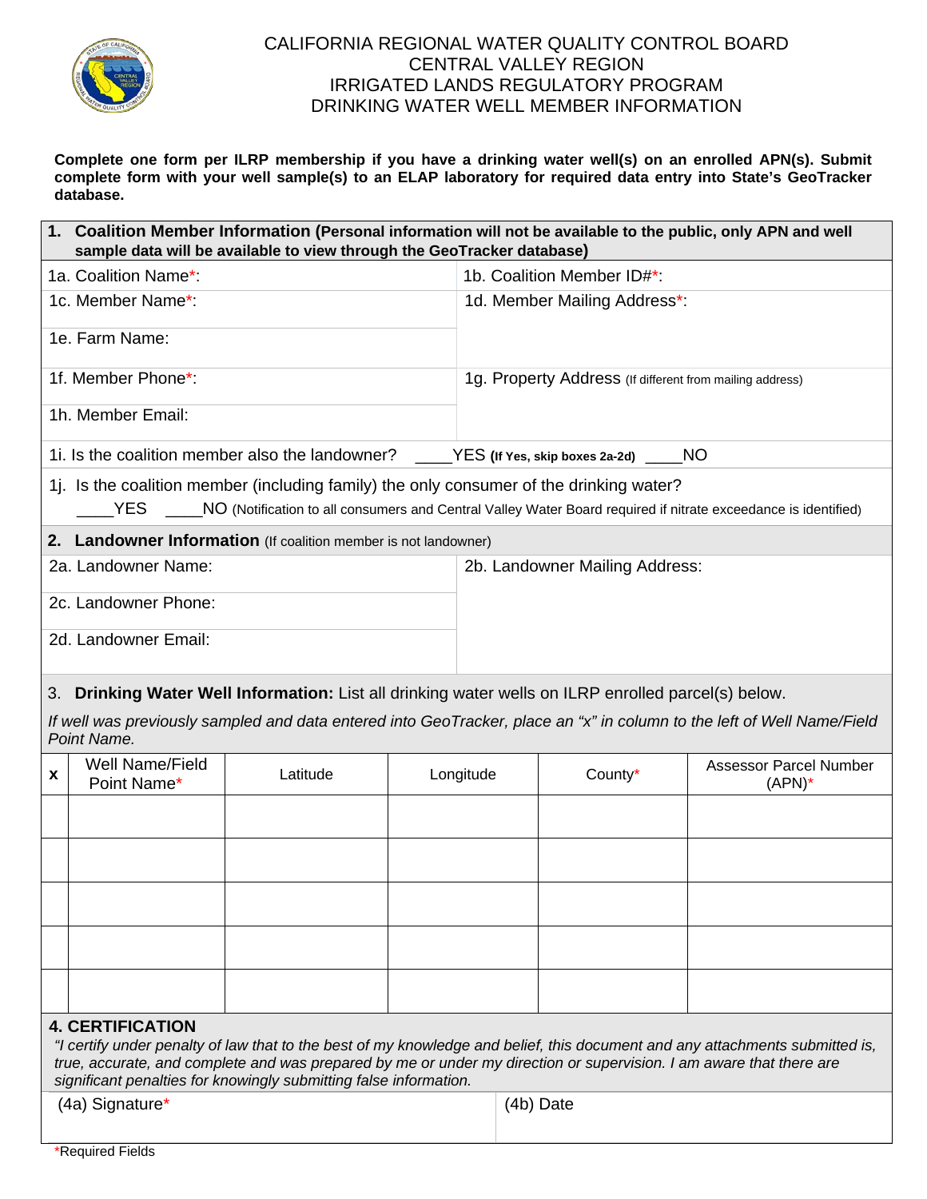# CALIFORNIA REGIONAL WATER QUALITY CONTROL BOARD
# CENTRAL VALLEY REGION
# IRRIGATED LANDS REGULATORY PROGRAM
# DRINKING WATER WELL MEMBER INFORMATION

**Complete one form per ILRP membership if you have a drinking water well(s) on an enrolled APN(s). Submit complete form with your well sample(s) to an ELAP laboratory for required data entry into State's GeoTracker database.**

## 1. Coalition Member Information (Personal information will not be available to the public, only APN and well sample data will be available to view through the GeoTracker database)

| | |
|---|---|
| 1a. Coalition Name*: | 1b. Coalition Member ID#*: |
| 1c. Member Name*: | 1d. Member Mailing Address*: |
| 1e. Farm Name: | |
| 1f. Member Phone*: | 1g. Property Address (If different from mailing address) |
| 1h. Member Email: | |

1i. Is the coalition member also the landowner? ____YES **(If Yes, skip boxes 2a-2d)** ____NO

1j. Is the coalition member (including family) the only consumer of the drinking water?

____YES ____NO (Notification to all consumers and Central Valley Water Board required if nitrate exceedance is identified)

## 2. Landowner Information (If coalition member is not landowner)

| | |
|---|---|
| 2a. Landowner Name: | 2b. Landowner Mailing Address: |
| 2c. Landowner Phone: | |
| 2d. Landowner Email: | |

## 3. Drinking Water Well Information: List all drinking water wells on ILRP enrolled parcel(s) below.

*If well was previously sampled and data entered into GeoTracker, place an "x" in column to the left of Well Name/Field Point Name.*

| x | Well Name/Field Point Name* | Latitude | Longitude | County* | Assessor Parcel Number (APN)* |
|---|---|---|---|---|---|
| | | | | | |
| | | | | | |
| | | | | | |
| | | | | | |
| | | | | | |

## 4. CERTIFICATION

*"I certify under penalty of law that to the best of my knowledge and belief, this document and any attachments submitted is, true, accurate, and complete and was prepared by me or under my direction or supervision. I am aware that there are significant penalties for knowingly submitting false information.*

| | |
|---|---|
| (4a) Signature* | (4b) Date |

*Required Fields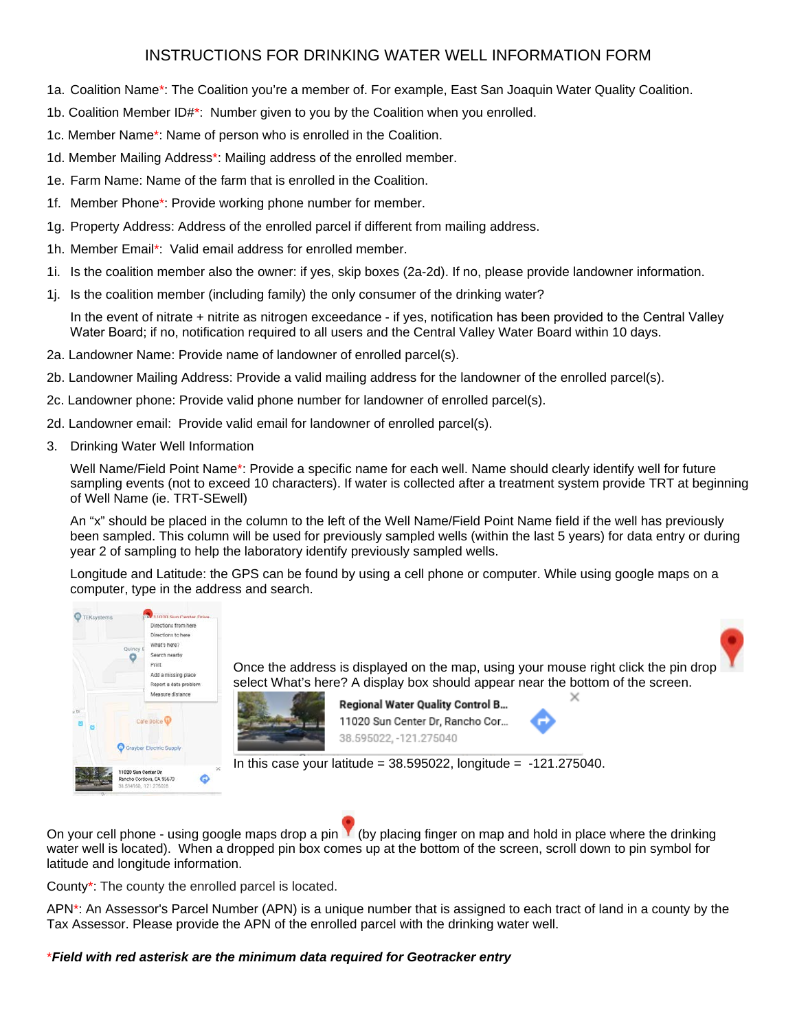# INSTRUCTIONS FOR DRINKING WATER WELL INFORMATION FORM

1a. Coalition Name*: The Coalition you're a member of. For example, East San Joaquin Water Quality Coalition.

1b. Coalition Member ID#*: Number given to you by the Coalition when you enrolled.

1c. Member Name*: Name of person who is enrolled in the Coalition.

1d. Member Mailing Address*: Mailing address of the enrolled member.

1e. Farm Name: Name of the farm that is enrolled in the Coalition.

1f. Member Phone*: Provide working phone number for member.

1g. Property Address: Address of the enrolled parcel if different from mailing address.

1h. Member Email*: Valid email address for enrolled member.

1i. Is the coalition member also the owner: if yes, skip boxes (2a-2d). If no, please provide landowner information.

1j. Is the coalition member (including family) the only consumer of the drinking water?

In the event of nitrate + nitrite as nitrogen exceedance - if yes, notification has been provided to the Central Valley Water Board; if no, notification required to all users and the Central Valley Water Board within 10 days.

2a. Landowner Name: Provide name of landowner of enrolled parcel(s).

2b. Landowner Mailing Address: Provide a valid mailing address for the landowner of the enrolled parcel(s).

2c. Landowner phone: Provide valid phone number for landowner of enrolled parcel(s).

2d. Landowner email: Provide valid email for landowner of enrolled parcel(s).

3. Drinking Water Well Information

Well Name/Field Point Name*: Provide a specific name for each well. Name should clearly identify well for future sampling events (not to exceed 10 characters). If water is collected after a treatment system provide TRT at beginning of Well Name (ie. TRT-SEwell)

An "x" should be placed in the column to the left of the Well Name/Field Point Name field if the well has previously been sampled. This column will be used for previously sampled wells (within the last 5 years) for data entry or during year 2 of sampling to help the laboratory identify previously sampled wells.

Longitude and Latitude: the GPS can be found by using a cell phone or computer. While using google maps on a computer, type in the address and search.

Once the address is displayed on the map, using your mouse right click the pin drop select What's here? A display box should appear near the bottom of the screen.

Regional Water Quality Control B...
11020 Sun Center Dr, Rancho Cor...
38.595022, -121.275040

In this case your latitude = 38.595022, longitude = -121.275040.

On your cell phone - using google maps drop a pin (by placing finger on map and hold in place where the drinking water well is located). When a dropped pin box comes up at the bottom of the screen, scroll down to pin symbol for latitude and longitude information.

County*: The county the enrolled parcel is located.

APN*: An Assessor's Parcel Number (APN) is a unique number that is assigned to each tract of land in a county by the Tax Assessor. Please provide the APN of the enrolled parcel with the drinking water well.

****Field with red asterisk are the minimum data required for Geotracker entry***